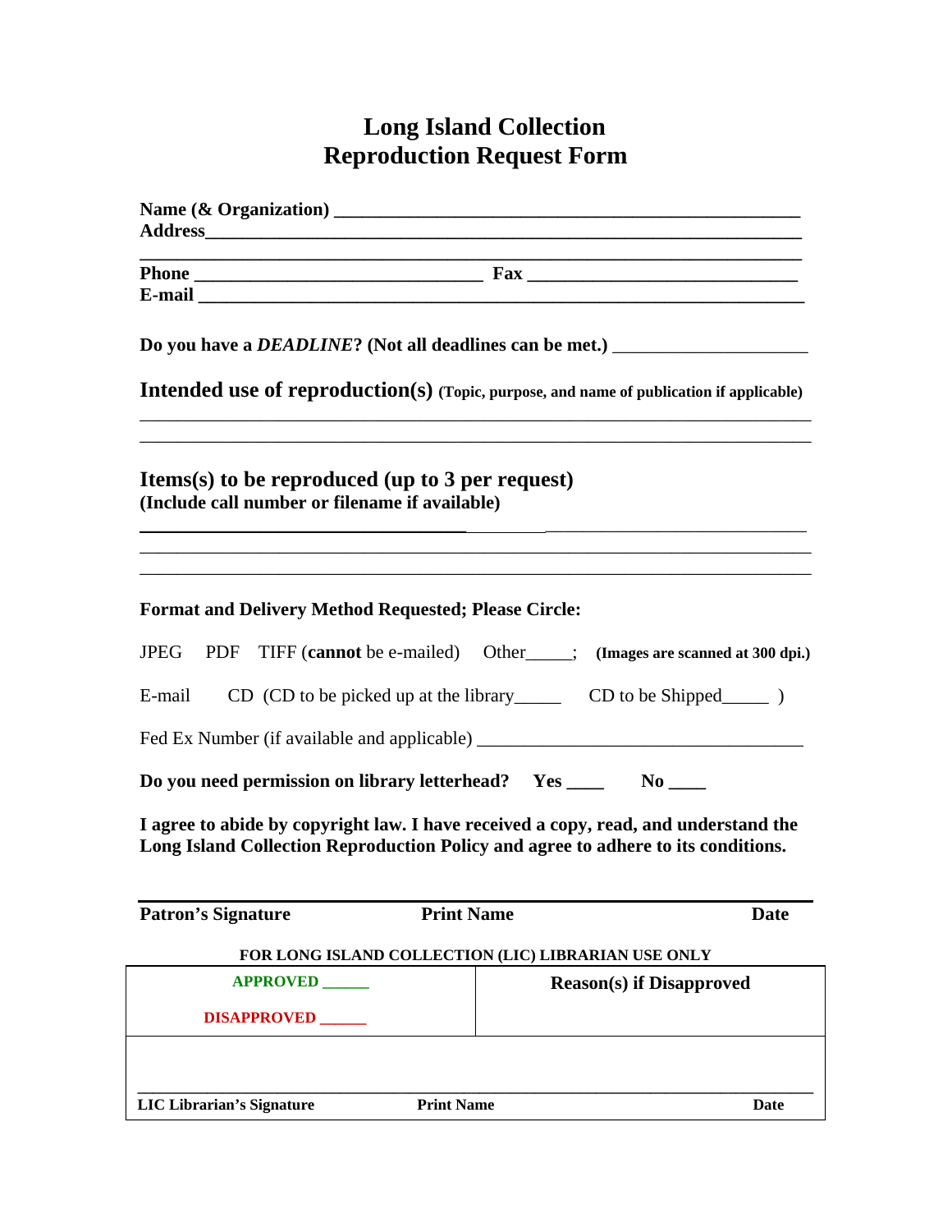# Long Island Collection
# Reproduction Request Form

**Name (& Organization) ______________________________________________**
**Address___________________________________________________________**
**___________________________________________________________________**
**Phone ______________________________ Fax ____________________________**
**E-mail _____________________________________________________________**

**Do you have a *DEADLINE*? (Not all deadlines can be met.)** ____________________

## Intended use of reproduction(s) (Topic, purpose, and name of publication if applicable)

___________________________________________________________________________
___________________________________________________________________________

### Items(s) to be reproduced (up to 3 per request)
**(Include call number or filename if available)**

___________________________________________________________________________
___________________________________________________________________________
___________________________________________________________________________

**Format and Delivery Method Requested; Please Circle:**

JPEG PDF TIFF (**cannot** be e-mailed) Other_____; **(Images are scanned at 300 dpi.)**

E-mail CD (CD to be picked up at the library_____ CD to be Shipped_____ )

Fed Ex Number (if available and applicable) __________________________________

**Do you need permission on library letterhead? Yes ____ No ____**

**I agree to abide by copyright law. I have received a copy, read, and understand the Long Island Collection Reproduction Policy and agree to adhere to its conditions.**

___________________________________________________________________________
**Patron's Signature Print Name Date**

**FOR LONG ISLAND COLLECTION (LIC) LIBRARIAN USE ONLY**

| **APPROVED ______**<br><br>**DISAPPROVED ______** | **Reason(s) if Disapproved** |
|---|---|
| **LIC Librarian's Signature Print Name Date** | |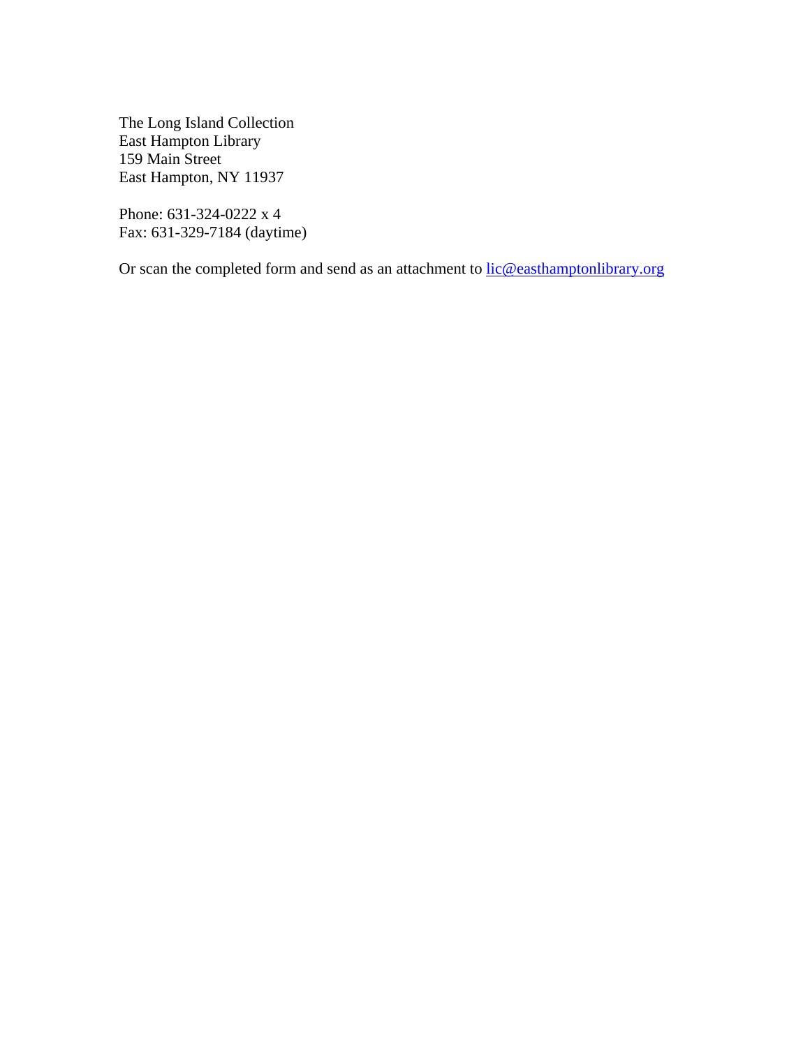The Long Island Collection
East Hampton Library
159 Main Street
East Hampton, NY 11937

Phone: 631-324-0222 x 4
Fax: 631-329-7184 (daytime)

Or scan the completed form and send as an attachment to lic@easthamptonlibrary.org